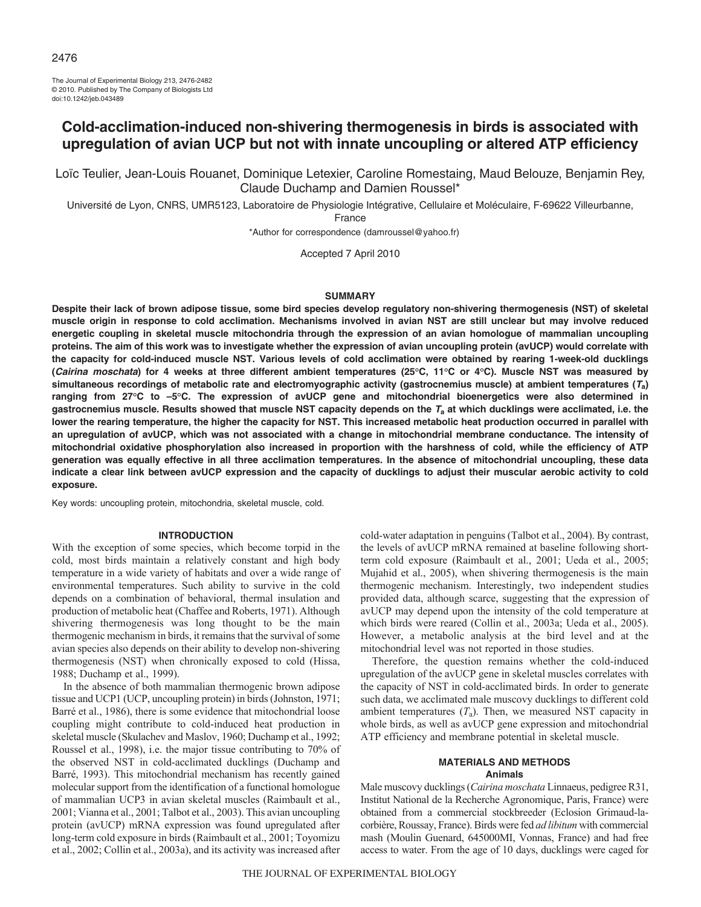# Cold-acclimation-induced non-shivering thermogenesis in birds is associated with upregulation of avian UCP but not with innate uncoupling or altered ATP efficiency

Loïc Teulier, Jean-Louis Rouanet, Dominique Letexier, Caroline Romestaing, Maud Belouze, Benjamin Rey, Claude Duchamp and Damien Roussel*

Université de Lyon, CNRS, UMR5123, Laboratoire de Physiologie Intégrative, Cellulaire et Moléculaire, F-69622 Villeurbanne, France

*Author for correspondence (damroussel@yahoo.fr)

Accepted 7 April 2010

## SUMMARY

**Despite their lack of brown adipose tissue, some bird species develop regulatory non-shivering thermogenesis (NST) of skeletal muscle origin in response to cold acclimation. Mechanisms involved in avian NST are still unclear but may involve reduced energetic coupling in skeletal muscle mitochondria through the expression of an avian homologue of mammalian uncoupling proteins. The aim of this work was to investigate whether the expression of avian uncoupling protein (avUCP) would correlate with the capacity for cold-induced muscle NST. Various levels of cold acclimation were obtained by rearing 1-week-old ducklings (*Cairina moschata*) for 4 weeks at three different ambient temperatures (25°C, 11°C or 4°C). Muscle NST was measured by simultaneous recordings of metabolic rate and electromyographic activity (gastrocnemius muscle) at ambient temperatures ($T_a$) ranging from 27°C to –5°C. The expression of avUCP gene and mitochondrial bioenergetics were also determined in gastrocnemius muscle. Results showed that muscle NST capacity depends on the $T_a$ at which ducklings were acclimated, i.e. the lower the rearing temperature, the higher the capacity for NST. This increased metabolic heat production occurred in parallel with an upregulation of avUCP, which was not associated with a change in mitochondrial membrane conductance. The intensity of mitochondrial oxidative phosphorylation also increased in proportion with the harshness of cold, while the efficiency of ATP generation was equally effective in all three acclimation temperatures. In the absence of mitochondrial uncoupling, these data indicate a clear link between avUCP expression and the capacity of ducklings to adjust their muscular aerobic activity to cold exposure.**

Key words: uncoupling protein, mitochondria, skeletal muscle, cold.

## INTRODUCTION

With the exception of some species, which become torpid in the cold, most birds maintain a relatively constant and high body temperature in a wide variety of habitats and over a wide range of environmental temperatures. Such ability to survive in the cold depends on a combination of behavioral, thermal insulation and production of metabolic heat (Chaffee and Roberts, 1971). Although shivering thermogenesis was long thought to be the main thermogenic mechanism in birds, it remains that the survival of some avian species also depends on their ability to develop non-shivering thermogenesis (NST) when chronically exposed to cold (Hissa, 1988; Duchamp et al., 1999).

In the absence of both mammalian thermogenic brown adipose tissue and UCP1 (UCP, uncoupling protein) in birds (Johnston, 1971; Barré et al., 1986), there is some evidence that mitochondrial loose coupling might contribute to cold-induced heat production in skeletal muscle (Skulachev and Maslov, 1960; Duchamp et al., 1992; Roussel et al., 1998), i.e. the major tissue contributing to 70% of the observed NST in cold-acclimated ducklings (Duchamp and Barré, 1993). This mitochondrial mechanism has recently gained molecular support from the identification of a functional homologue of mammalian UCP3 in avian skeletal muscles (Raimbault et al., 2001; Vianna et al., 2001; Talbot et al., 2003). This avian uncoupling protein (avUCP) mRNA expression was found upregulated after long-term cold exposure in birds (Raimbault et al., 2001; Toyomizu et al., 2002; Collin et al., 2003a), and its activity was increased after cold-water adaptation in penguins (Talbot et al., 2004). By contrast, the levels of avUCP mRNA remained at baseline following short-term cold exposure (Raimbault et al., 2001; Ueda et al., 2005; Mujahid et al., 2005), when shivering thermogenesis is the main thermogenic mechanism. Interestingly, two independent studies provided data, although scarce, suggesting that the expression of avUCP may depend upon the intensity of the cold temperature at which birds were reared (Collin et al., 2003a; Ueda et al., 2005). However, a metabolic analysis at the bird level and at the mitochondrial level was not reported in those studies.

Therefore, the question remains whether the cold-induced upregulation of the avUCP gene in skeletal muscles correlates with the capacity of NST in cold-acclimated birds. In order to generate such data, we acclimated male muscovy ducklings to different cold ambient temperatures ($T_a$). Then, we measured NST capacity in whole birds, as well as avUCP gene expression and mitochondrial ATP efficiency and membrane potential in skeletal muscle.

## MATERIALS AND METHODS

### Animals

Male muscovy ducklings (*Cairina moschata* Linnaeus, pedigree R31, Institut National de la Recherche Agronomique, Paris, France) were obtained from a commercial stockbreeder (Eclosion Grimaud-la-corbière, Roussay, France). Birds were fed *ad libitum* with commercial mash (Moulin Guenard, 645000MI, Vonnas, France) and had free access to water. From the age of 10 days, ducklings were caged for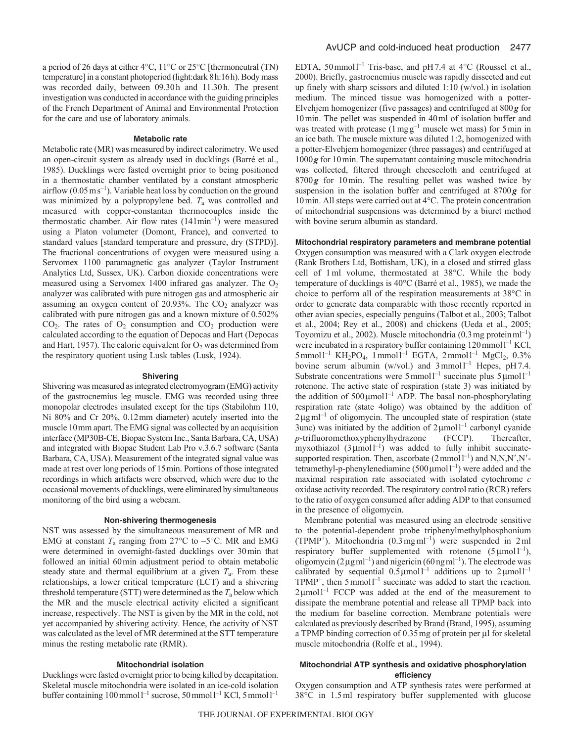a period of 26 days at either 4°C, 11°C or 25°C [thermoneutral (TN) temperature] in a constant photoperiod (light:dark 8h:16h). Body mass was recorded daily, between 09.30h and 11.30h. The present investigation was conducted in accordance with the guiding principles of the French Department of Animal and Environmental Protection for the care and use of laboratory animals.

#### Metabolic rate

Metabolic rate (MR) was measured by indirect calorimetry. We used an open-circuit system as already used in ducklings (Barré et al., 1985). Ducklings were fasted overnight prior to being positioned in a thermostatic chamber ventilated by a constant atmospheric airflow ($0.05\,\mathrm{m\,s^{-1}}$). Variable heat loss by conduction on the ground was minimized by a polypropylene bed. $T_a$ was controlled and measured with copper-constantan thermocouples inside the thermostatic chamber. Air flow rates ($14\,\mathrm{l\,min^{-1}}$) were measured using a Platon volumeter (Domont, France), and converted to standard values [standard temperature and pressure, dry (STPD)]. The fractional concentrations of oxygen were measured using a Servomex 1100 paramagnetic gas analyzer (Taylor Instrument Analytics Ltd, Sussex, UK). Carbon dioxide concentrations were measured using a Servomex 1400 infrared gas analyzer. The $O_2$ analyzer was calibrated with pure nitrogen gas and atmospheric air assuming an oxygen content of 20.93%. The $CO_2$ analyzer was calibrated with pure nitrogen gas and a known mixture of 0.502% $CO_2$. The rates of $O_2$ consumption and $CO_2$ production were calculated according to the equation of Depocas and Hart (Depocas and Hart, 1957). The caloric equivalent for $O_2$ was determined from the respiratory quotient using Lusk tables (Lusk, 1924).

#### Shivering

Shivering was measured as integrated electromyogram (EMG) activity of the gastrocnemius leg muscle. EMG was recorded using three monopolar electrodes insulated except for the tips (Stabilohm 110, Ni 80% and Cr 20%, 0.12mm diameter) acutely inserted into the muscle 10mm apart. The EMG signal was collected by an acquisition interface (MP30B-CE, Biopac System Inc., Santa Barbara, CA, USA) and integrated with Biopac Student Lab Pro v.3.6.7 software (Santa Barbara, CA, USA). Measurement of the integrated signal value was made at rest over long periods of 15min. Portions of those integrated recordings in which artifacts were observed, which were due to the occasional movements of ducklings, were eliminated by simultaneous monitoring of the bird using a webcam.

#### Non-shivering thermogenesis

NST was assessed by the simultaneous measurement of MR and EMG at constant $T_a$ ranging from 27°C to –5°C. MR and EMG were determined in overnight-fasted ducklings over 30min that followed an initial 60min adjustment period to obtain metabolic steady state and thermal equilibrium at a given $T_a$. From these relationships, a lower critical temperature (LCT) and a shivering threshold temperature (STT) were determined as the $T_a$ below which the MR and the muscle electrical activity elicited a significant increase, respectively. The NST is given by the MR in the cold, not yet accompanied by shivering activity. Hence, the activity of NST was calculated as the level of MR determined at the STT temperature minus the resting metabolic rate (RMR).

#### Mitochondrial isolation

Ducklings were fasted overnight prior to being killed by decapitation. Skeletal muscle mitochondria were isolated in an ice-cold isolation buffer containing $100\,\mathrm{mmol\,l^{-1}}$ sucrose, $50\,\mathrm{mmol\,l^{-1}}$ KCl, $5\,\mathrm{mmol\,l^{-1}}$ EDTA, $50\,\mathrm{mmol\,l^{-1}}$ Tris-base, and pH7.4 at 4°C (Roussel et al., 2000). Briefly, gastrocnemius muscle was rapidly dissected and cut up finely with sharp scissors and diluted 1:10 (w/vol.) in isolation medium. The minced tissue was homogenized with a potter-Elvehjem homogenizer (five passages) and centrifuged at 800$g$ for 10min. The pellet was suspended in 40ml of isolation buffer and was treated with protease ($1\,\mathrm{mg\,g^{-1}}$ muscle wet mass) for 5min in an ice bath. The muscle mixture was diluted 1:2, homogenized with a potter-Elvehjem homogenizer (three passages) and centrifuged at 1000$g$ for 10min. The supernatant containing muscle mitochondria was collected, filtered through cheesecloth and centrifuged at 8700$g$ for 10min. The resulting pellet was washed twice by suspension in the isolation buffer and centrifuged at 8700$g$ for 10min. All steps were carried out at 4°C. The protein concentration of mitochondrial suspensions was determined by a biuret method with bovine serum albumin as standard.

#### Mitochondrial respiratory parameters and membrane potential

Oxygen consumption was measured with a Clark oxygen electrode (Rank Brothers Ltd, Bottisham, UK), in a closed and stirred glass cell of 1ml volume, thermostated at 38°C. While the body temperature of ducklings is 40°C (Barré et al., 1985), we made the choice to perform all of the respiration measurements at 38°C in order to generate data comparable with those recently reported in other avian species, especially penguins (Talbot et al., 2003; Talbot et al., 2004; Rey et al., 2008) and chickens (Ueda et al., 2005; Toyomizu et al., 2002). Muscle mitochondria ($0.3\,\mathrm{mg\,protein\,ml^{-1}}$) were incubated in a respiratory buffer containing $120\,\mathrm{mmol\,l^{-1}}$ KCl, $5\,\mathrm{mmol\,l^{-1}}$ $KH_2PO_4$, $1\,\mathrm{mmol\,l^{-1}}$ EGTA, $2\,\mathrm{mmol\,l^{-1}}$ $MgCl_2$, 0.3% bovine serum albumin (w/vol.) and $3\,\mathrm{mmol\,l^{-1}}$ Hepes, pH7.4. Substrate concentrations were $5\,\mathrm{mmol\,l^{-1}}$ succinate plus $5\,\mu\mathrm{mol\,l^{-1}}$ rotenone. The active state of respiration (state 3) was initiated by the addition of $500\,\mu\mathrm{mol\,l^{-1}}$ ADP. The basal non-phosphorylating respiration rate (state 4oligo) was obtained by the addition of $2\,\mu\mathrm{g\,ml^{-1}}$ of oligomycin. The uncoupled state of respiration (state 3unc) was initiated by the addition of $2\,\mu\mathrm{mol\,l^{-1}}$ carbonyl cyanide *p*-trifluoromethoxyphenylhydrazone (FCCP). Thereafter, myxothiazol ($3\,\mu\mathrm{mol\,l^{-1}}$) was added to fully inhibit succinate-supported respiration. Then, ascorbate ($2\,\mathrm{mmol\,l^{-1}}$) and N,N,N′,N′-tetramethyl-p-phenylenediamine ($500\,\mu\mathrm{mol\,l^{-1}}$) were added and the maximal respiration rate associated with isolated cytochrome *c* oxidase activity recorded. The respiratory control ratio (RCR) refers to the ratio of oxygen consumed after adding ADP to that consumed in the presence of oligomycin.

Membrane potential was measured using an electrode sensitive to the potential-dependent probe triphenylmethylphosphonium ($TPMP^+$). Mitochondria ($0.3\,\mathrm{mg\,ml^{-1}}$) were suspended in 2ml respiratory buffer supplemented with rotenone ($5\,\mu\mathrm{mol\,l^{-1}}$), oligomycin ($2\,\mu\mathrm{g\,ml^{-1}}$) and nigericin ($60\,\mathrm{ng\,ml^{-1}}$). The electrode was calibrated by sequential $0.5\,\mu\mathrm{mol\,l^{-1}}$ additions up to $2\,\mu\mathrm{mol\,l^{-1}}$ $TPMP^+$, then $5\,\mathrm{mmol\,l^{-1}}$ succinate was added to start the reaction. $2\,\mu\mathrm{mol\,l^{-1}}$ FCCP was added at the end of the measurement to dissipate the membrane potential and release all TPMP back into the medium for baseline correction. Membrane potentials were calculated as previously described by Brand (Brand, 1995), assuming a TPMP binding correction of 0.35mg of protein per µl for skeletal muscle mitochondria (Rolfe et al., 1994).

#### Mitochondrial ATP synthesis and oxidative phosphorylation efficiency

Oxygen consumption and ATP synthesis rates were performed at 38°C in 1.5ml respiratory buffer supplemented with glucose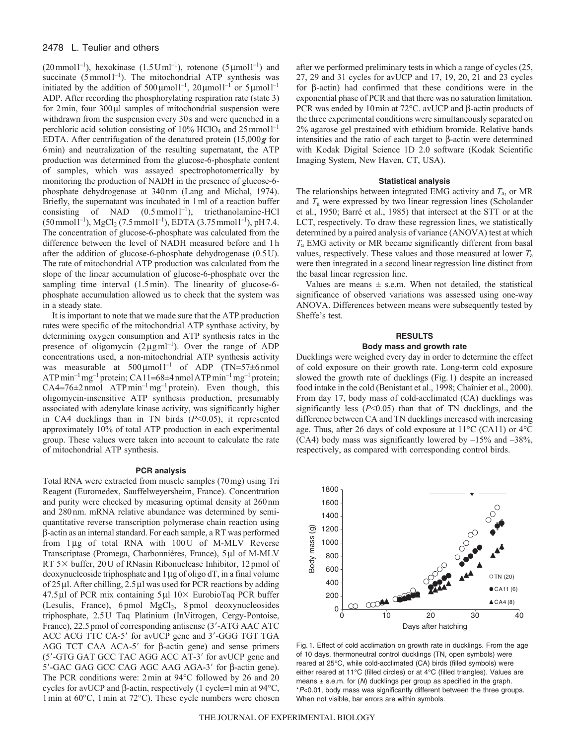($20\,mmol\,l^{-1}$), hexokinase ($1.5\,U\,ml^{-1}$), rotenone ($5\,\mu mol\,l^{-1}$) and succinate ($5\,mmol\,l^{-1}$). The mitochondrial ATP synthesis was initiated by the addition of $500\,\mu mol\,l^{-1}$, $20\,\mu mol\,l^{-1}$ or $5\,\mu mol\,l^{-1}$ ADP. After recording the phosphorylating respiration rate (state 3) for 2 min, four 300 µl samples of mitochondrial suspension were withdrawn from the suspension every 30 s and were quenched in a perchloric acid solution consisting of 10% $HClO_4$ and $25\,mmol\,l^{-1}$ EDTA. After centrifugation of the denatured protein (15,000 ***g*** for 6 min) and neutralization of the resulting supernatant, the ATP production was determined from the glucose-6-phosphate content of samples, which was assayed spectrophotometrically by monitoring the production of NADH in the presence of glucose-6-phosphate dehydrogenase at 340 nm (Lang and Michal, 1974). Briefly, the supernatant was incubated in 1 ml of a reaction buffer consisting of NAD ($0.5\,mmol\,l^{-1}$), triethanolamine-HCl ($50\,mmol\,l^{-1}$), $MgCl_2$ ($7.5\,mmol\,l^{-1}$), EDTA ($3.75\,mmol\,l^{-1}$), pH 7.4. The concentration of glucose-6-phosphate was calculated from the difference between the level of NADH measured before and 1 h after the addition of glucose-6-phosphate dehydrogenase (0.5 U). The rate of mitochondrial ATP production was calculated from the slope of the linear accumulation of glucose-6-phosphate over the sampling time interval (1.5 min). The linearity of glucose-6-phosphate accumulation allowed us to check that the system was in a steady state.

It is important to note that we made sure that the ATP production rates were specific of the mitochondrial ATP synthase activity, by determining oxygen consumption and ATP synthesis rates in the presence of oligomycin ($2\,\mu g\,ml^{-1}$). Over the range of ADP concentrations used, a non-mitochondrial ATP synthesis activity was measurable at $500\,\mu mol\,l^{-1}$ of ADP (TN=57±6 nmol ATP $min^{-1}\,mg^{-1}$ protein; CA11=68±4 nmol ATP $min^{-1}\,mg^{-1}$ protein; CA4=76±2 nmol ATP $min^{-1}\,mg^{-1}$ protein). Even though, this oligomycin-insensitive ATP synthesis production, presumably associated with adenylate kinase activity, was significantly higher in CA4 ducklings than in TN birds ($P<0.05$), it represented approximately 10% of total ATP production in each experimental group. These values were taken into account to calculate the rate of mitochondrial ATP synthesis.

### PCR analysis

Total RNA were extracted from muscle samples (70 mg) using Tri Reagent (Euromedex, Sauffelweyersheim, France). Concentration and purity were checked by measuring optimal density at 260 nm and 280 nm. mRNA relative abundance was determined by semi-quantitative reverse transcription polymerase chain reaction using β-actin as an internal standard. For each sample, a RT was performed from 1 µg of total RNA with 100 U of M-MLV Reverse Transcriptase (Promega, Charbonnières, France), 5 µl of M-MLV RT 5× buffer, 20 U of RNasin Ribonuclease Inhibitor, 12 pmol of deoxynucleoside triphosphate and 1 µg of oligo dT, in a final volume of 25 µl. After chilling, 2.5 µl was used for PCR reactions by adding 47.5 µl of PCR mix containing 5 µl 10× EurobioTaq PCR buffer (Lesulis, France), 6 pmol $MgCl_2$, 8 pmol deoxynucleosides triphosphate, 2.5 U Taq Platinium (InVitrogen, Cergy-Pontoise, France), 22.5 pmol of corresponding antisense (3′-ATG AAC ATC ACC ACG TTC CA-5′ for avUCP gene and 3′-GGG TGT TGA AGG TCT CAA ACA-5′ for β-actin gene) and sense primers (5′-GTG GAT GCC TAC AGG ACC AT-3′ for avUCP gene and 5′-GAC GAG GCC CAG AGC AAG AGA-3′ for β-actin gene). The PCR conditions were: 2 min at 94°C followed by 26 and 20 cycles for avUCP and β-actin, respectively (1 cycle=1 min at 94°C, 1 min at 60°C, 1 min at 72°C). These cycle numbers were chosen after we performed preliminary tests in which a range of cycles (25, 27, 29 and 31 cycles for avUCP and 17, 19, 20, 21 and 23 cycles for β-actin) had confirmed that these conditions were in the exponential phase of PCR and that there was no saturation limitation. PCR was ended by 10 min at 72°C. avUCP and β-actin products of the three experimental conditions were simultaneously separated on 2% agarose gel prestained with ethidium bromide. Relative bands intensities and the ratio of each target to β-actin were determined with Kodak Digital Science 1D 2.0 software (Kodak Scientific Imaging System, New Haven, CT, USA).

### Statistical analysis

The relationships between integrated EMG activity and $T_a$, or MR and $T_a$ were expressed by two linear regression lines (Scholander et al., 1950; Barré et al., 1985) that intersect at the STT or at the LCT, respectively. To draw these regression lines, we statistically determined by a paired analysis of variance (ANOVA) test at which $T_a$ EMG activity or MR became significantly different from basal values, respectively. These values and those measured at lower $T_a$ were then integrated in a second linear regression line distinct from the basal linear regression line.

Values are means ± s.e.m. When not detailed, the statistical significance of observed variations was assessed using one-way ANOVA. Differences between means were subsequently tested by Sheffe's test.

## RESULTS

### Body mass and growth rate

Ducklings were weighed every day in order to determine the effect of cold exposure on their growth rate. Long-term cold exposure slowed the growth rate of ducklings (Fig. 1) despite an increased food intake in the cold (Benistant et al., 1998; Chaînier et al., 2000). From day 17, body mass of cold-acclimated (CA) ducklings was significantly less ($P<0.05$) than that of TN ducklings, and the difference between CA and TN ducklings increased with increasing age. Thus, after 26 days of cold exposure at 11°C (CA11) or 4°C (CA4) body mass was significantly lowered by –15% and –38%, respectively, as compared with corresponding control birds.

Fig. 1. Effect of cold acclimation on growth rate in ducklings. From the age of 10 days, thermoneutral control ducklings (TN, open symbols) were reared at 25°C, while cold-acclimated (CA) birds (filled symbols) were either reared at 11°C (filled circles) or at 4°C (filled triangles). Values are means ± s.e.m. for (*N*) ducklings per group as specified in the graph. *$P<0.01$, body mass was significantly different between the three groups. When not visible, bar errors are within symbols.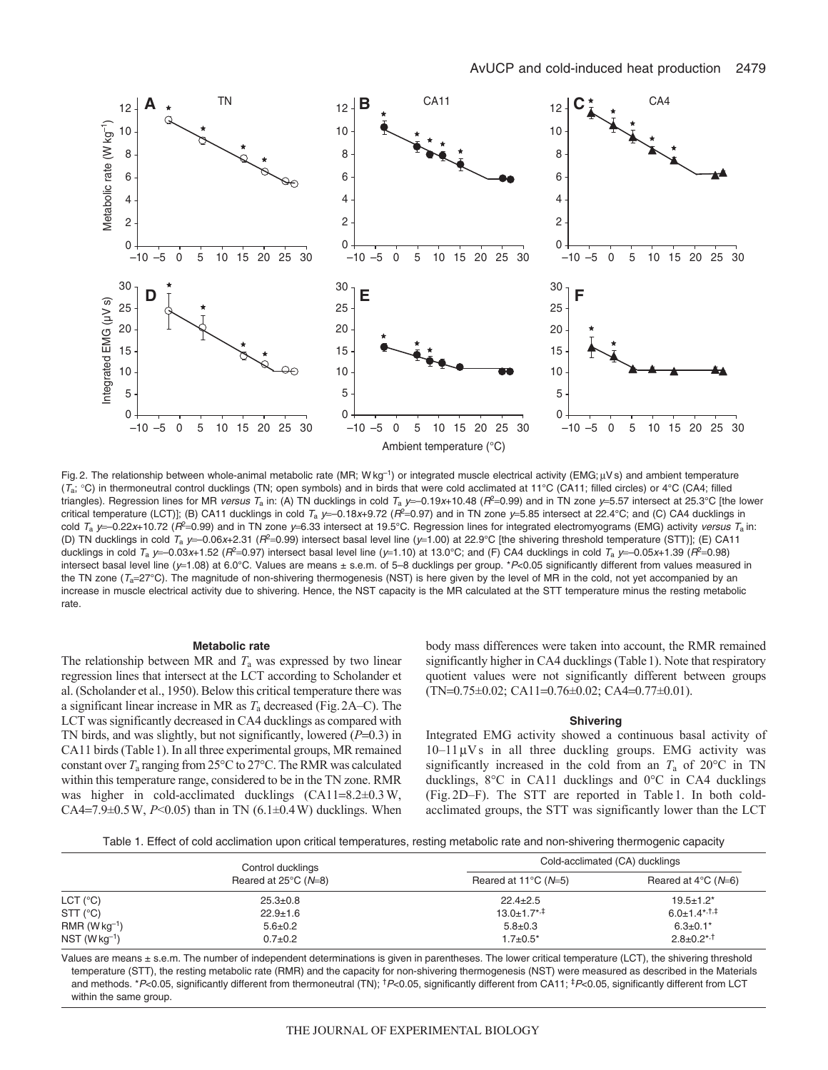Fig. 2. The relationship between whole-animal metabolic rate (MR; $W\,kg^{-1}$) or integrated muscle electrical activity (EMG; $\mu V\,s$) and ambient temperature ($T_a$; °C) in thermoneutral control ducklings (TN; open symbols) and in birds that were cold acclimated at 11°C (CA11; filled circles) or 4°C (CA4; filled triangles). Regression lines for MR *versus* $T_a$ in: (A) TN ducklings in cold $T_a$ $y$=–0.19$x$+10.48 ($R^2$=0.99) and in TN zone $y$=5.57 intersect at 25.3°C [the lower critical temperature (LCT)]; (B) CA11 ducklings in cold $T_a$ $y$=–0.18$x$+9.72 ($R^2$=0.97) and in TN zone $y$=5.85 intersect at 22.4°C; and (C) CA4 ducklings in cold $T_a$ $y$=–0.22$x$+10.72 ($R^2$=0.99) and in TN zone $y$=6.33 intersect at 19.5°C. Regression lines for integrated electromyograms (EMG) activity *versus* $T_a$ in: (D) TN ducklings in cold $T_a$ $y$=–0.06$x$+2.31 ($R^2$=0.99) intersect basal level line ($y$=1.00) at 22.9°C [the shivering threshold temperature (STT)]; (E) CA11 ducklings in cold $T_a$ $y$=–0.03$x$+1.52 ($R^2$=0.97) intersect basal level line ($y$=1.10) at 13.0°C; and (F) CA4 ducklings in cold $T_a$ $y$=–0.05$x$+1.39 ($R^2$=0.98) intersect basal level line ($y$=1.08) at 6.0°C. Values are means ± s.e.m. of 5–8 ducklings per group. *$P$<0.05 significantly different from values measured in the TN zone ($T_a$=27°C). The magnitude of non-shivering thermogenesis (NST) is here given by the level of MR in the cold, not yet accompanied by an increase in muscle electrical activity due to shivering. Hence, the NST capacity is the MR calculated at the STT temperature minus the resting metabolic rate.

### Metabolic rate

The relationship between MR and $T_a$ was expressed by two linear regression lines that intersect at the LCT according to Scholander et al. (Scholander et al., 1950). Below this critical temperature there was a significant linear increase in MR as $T_a$ decreased (Fig. 2A–C). The LCT was significantly decreased in CA4 ducklings as compared with TN birds, and was slightly, but not significantly, lowered ($P$=0.3) in CA11 birds (Table 1). In all three experimental groups, MR remained constant over $T_a$ ranging from 25°C to 27°C. The RMR was calculated within this temperature range, considered to be in the TN zone. RMR was higher in cold-acclimated ducklings (CA11=8.2±0.3 W, CA4=7.9±0.5 W, $P$<0.05) than in TN (6.1±0.4 W) ducklings. When body mass differences were taken into account, the RMR remained significantly higher in CA4 ducklings (Table 1). Note that respiratory quotient values were not significantly different between groups (TN=0.75±0.02; CA11=0.76±0.02; CA4=0.77±0.01).

### Shivering

Integrated EMG activity showed a continuous basal activity of 10–11 $\mu V\,s$ in all three duckling groups. EMG activity was significantly increased in the cold from an $T_a$ of 20°C in TN ducklings, 8°C in CA11 ducklings and 0°C in CA4 ducklings (Fig. 2D–F). The STT are reported in Table 1. In both cold-acclimated groups, the STT was significantly lower than the LCT

Table 1. Effect of cold acclimation upon critical temperatures, resting metabolic rate and non-shivering thermogenic capacity

| | Control ducklings | Cold-acclimated (CA) ducklings | |
|---|---|---|---|
| | Reared at 25°C ($N$=8) | Reared at 11°C ($N$=5) | Reared at 4°C ($N$=6) |
| LCT (°C) | 25.3±0.8 | 22.4±2.5 | 19.5±1.2* |
| STT (°C) | 22.9±1.6 | 13.0±1.7*,‡ | 6.0±1.4*,†,‡ |
| RMR ($W\,kg^{-1}$) | 5.6±0.2 | 5.8±0.3 | 6.3±0.1* |
| NST ($W\,kg^{-1}$) | 0.7±0.2 | 1.7±0.5* | 2.8±0.2*,† |

Values are means ± s.e.m. The number of independent determinations is given in parentheses. The lower critical temperature (LCT), the shivering threshold temperature (STT), the resting metabolic rate (RMR) and the capacity for non-shivering thermogenesis (NST) were measured as described in the Materials and methods. *$P$<0.05, significantly different from thermoneutral (TN); †$P$<0.05, significantly different from CA11; ‡$P$<0.05, significantly different from LCT within the same group.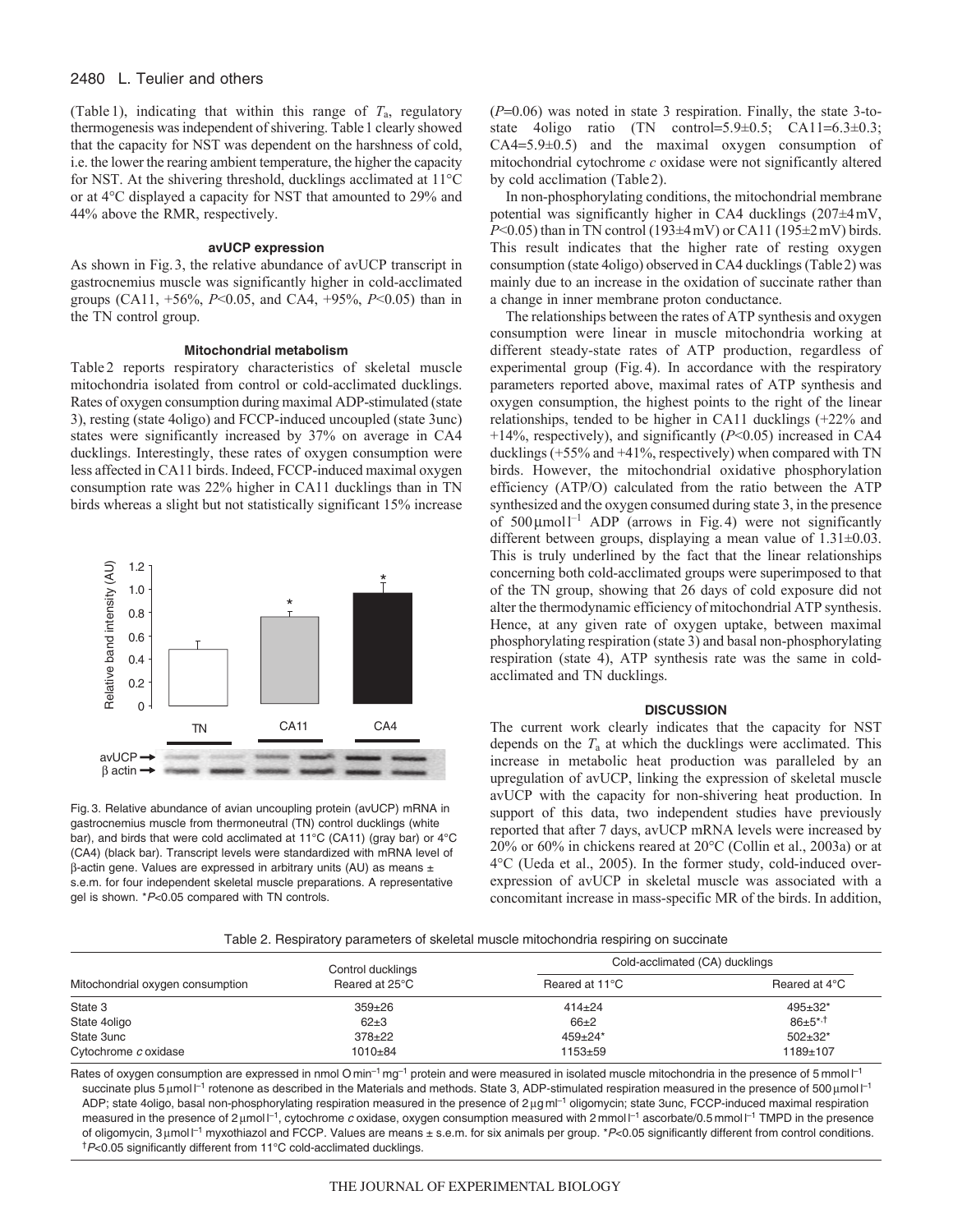(Table 1), indicating that within this range of $T_a$, regulatory thermogenesis was independent of shivering. Table 1 clearly showed that the capacity for NST was dependent on the harshness of cold, i.e. the lower the rearing ambient temperature, the higher the capacity for NST. At the shivering threshold, ducklings acclimated at 11°C or at 4°C displayed a capacity for NST that amounted to 29% and 44% above the RMR, respectively.

### avUCP expression

As shown in Fig. 3, the relative abundance of avUCP transcript in gastrocnemius muscle was significantly higher in cold-acclimated groups (CA11, +56%, $P<0.05$, and CA4, +95%, $P<0.05$) than in the TN control group.

### Mitochondrial metabolism

Table 2 reports respiratory characteristics of skeletal muscle mitochondria isolated from control or cold-acclimated ducklings. Rates of oxygen consumption during maximal ADP-stimulated (state 3), resting (state 4oligo) and FCCP-induced uncoupled (state 3unc) states were significantly increased by 37% on average in CA4 ducklings. Interestingly, these rates of oxygen consumption were less affected in CA11 birds. Indeed, FCCP-induced maximal oxygen consumption rate was 22% higher in CA11 ducklings than in TN birds whereas a slight but not statistically significant 15% increase ($P=0.06$) was noted in state 3 respiration. Finally, the state 3-to-state 4oligo ratio (TN control=5.9±0.5; CA11=6.3±0.3; CA4=5.9±0.5) and the maximal oxygen consumption of mitochondrial cytochrome *c* oxidase were not significantly altered by cold acclimation (Table 2).

In non-phosphorylating conditions, the mitochondrial membrane potential was significantly higher in CA4 ducklings (207±4 mV, $P<0.05$) than in TN control (193±4 mV) or CA11 (195±2 mV) birds. This result indicates that the higher rate of resting oxygen consumption (state 4oligo) observed in CA4 ducklings (Table 2) was mainly due to an increase in the oxidation of succinate rather than a change in inner membrane proton conductance.

The relationships between the rates of ATP synthesis and oxygen consumption were linear in muscle mitochondria working at different steady-state rates of ATP production, regardless of experimental group (Fig. 4). In accordance with the respiratory parameters reported above, maximal rates of ATP synthesis and oxygen consumption, the highest points to the right of the linear relationships, tended to be higher in CA11 ducklings (+22% and +14%, respectively), and significantly ($P<0.05$) increased in CA4 ducklings (+55% and +41%, respectively) when compared with TN birds. However, the mitochondrial oxidative phosphorylation efficiency (ATP/O) calculated from the ratio between the ATP synthesized and the oxygen consumed during state 3, in the presence of 500 μmol l$^{-1}$ ADP (arrows in Fig. 4) were not significantly different between groups, displaying a mean value of 1.31±0.03. This is truly underlined by the fact that the linear relationships concerning both cold-acclimated groups were superimposed to that of the TN group, showing that 26 days of cold exposure did not alter the thermodynamic efficiency of mitochondrial ATP synthesis. Hence, at any given rate of oxygen uptake, between maximal phosphorylating respiration (state 3) and basal non-phosphorylating respiration (state 4), ATP synthesis rate was the same in cold-acclimated and TN ducklings.

Fig. 3. Relative abundance of avian uncoupling protein (avUCP) mRNA in gastrocnemius muscle from thermoneutral (TN) control ducklings (white bar), and birds that were cold acclimated at 11°C (CA11) (gray bar) or 4°C (CA4) (black bar). Transcript levels were standardized with mRNA level of β-actin gene. Values are expressed in arbitrary units (AU) as means ± s.e.m. for four independent skeletal muscle preparations. A representative gel is shown. *$P<0.05$ compared with TN controls.

## DISCUSSION

The current work clearly indicates that the capacity for NST depends on the $T_a$ at which the ducklings were acclimated. This increase in metabolic heat production was paralleled by an upregulation of avUCP, linking the expression of skeletal muscle avUCP with the capacity for non-shivering heat production. In support of this data, two independent studies have previously reported that after 7 days, avUCP mRNA levels were increased by 20% or 60% in chickens reared at 20°C (Collin et al., 2003a) or at 4°C (Ueda et al., 2005). In the former study, cold-induced over-expression of avUCP in skeletal muscle was associated with a concomitant increase in mass-specific MR of the birds. In addition,

Table 2. Respiratory parameters of skeletal muscle mitochondria respiring on succinate

| Mitochondrial oxygen consumption | Control ducklings Reared at 25°C | Cold-acclimated (CA) ducklings Reared at 11°C | Cold-acclimated (CA) ducklings Reared at 4°C |
|---|---|---|---|
| State 3 | 359±26 | 414±24 | 495±32* |
| State 4oligo | 62±3 | 66±2 | 86±5*,† |
| State 3unc | 378±22 | 459±24* | 502±32* |
| Cytochrome *c* oxidase | 1010±84 | 1153±59 | 1189±107 |

Rates of oxygen consumption are expressed in nmol O min$^{-1}$ mg$^{-1}$ protein and were measured in isolated muscle mitochondria in the presence of 5 mmol l$^{-1}$ succinate plus 5 μmol l$^{-1}$ rotenone as described in the Materials and methods. State 3, ADP-stimulated respiration measured in the presence of 500 μmol l$^{-1}$ ADP; state 4oligo, basal non-phosphorylating respiration measured in the presence of 2 μg ml$^{-1}$ oligomycin; state 3unc, FCCP-induced maximal respiration measured in the presence of 2 μmol l$^{-1}$, cytochrome *c* oxidase, oxygen consumption measured with 2 mmol l$^{-1}$ ascorbate/0.5 mmol l$^{-1}$ TMPD in the presence of oligomycin, 3 μmol l$^{-1}$ myxothiazol and FCCP. Values are means ± s.e.m. for six animals per group. *$P<0.05$ significantly different from control conditions. †$P<0.05$ significantly different from 11°C cold-acclimated ducklings.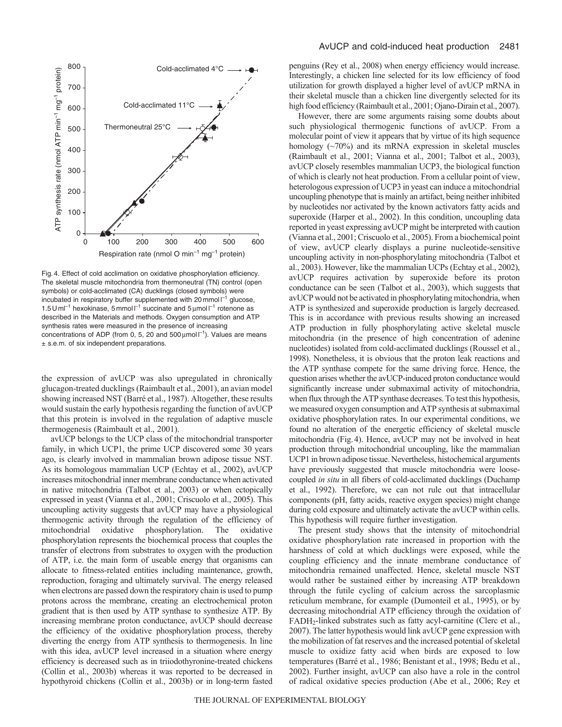Fig. 4. Effect of cold acclimation on oxidative phosphorylation efficiency. The skeletal muscle mitochondria from thermoneutral (TN) control (open symbols) or cold-acclimated (CA) ducklings (closed symbols) were incubated in respiratory buffer supplemented with 20 mmol $l^{-1}$ glucose, 1.5 U $ml^{-1}$ hexokinase, 5 mmol $l^{-1}$ succinate and 5 μmol $l^{-1}$ rotenone as described in the Materials and methods. Oxygen consumption and ATP synthesis rates were measured in the presence of increasing concentrations of ADP (from 0, 5, 20 and 500 μmol $l^{-1}$). Values are means ± s.e.m. of six independent preparations.

the expression of avUCP was also upregulated in chronically glucagon-treated ducklings (Raimbault et al., 2001), an avian model showing increased NST (Barré et al., 1987). Altogether, these results would sustain the early hypothesis regarding the function of avUCP that this protein is involved in the regulation of adaptive muscle thermogenesis (Raimbault et al., 2001).

avUCP belongs to the UCP class of the mitochondrial transporter family, in which UCP1, the prime UCP discovered some 30 years ago, is clearly involved in mammalian brown adipose tissue NST. As its homologous mammalian UCP (Echtay et al., 2002), avUCP increases mitochondrial inner membrane conductance when activated in native mitochondria (Talbot et al., 2003) or when ectopically expressed in yeast (Vianna et al., 2001; Criscuolo et al., 2005). This uncoupling activity suggests that avUCP may have a physiological thermogenic activity through the regulation of the efficiency of mitochondrial oxidative phosphorylation. The oxidative phosphorylation represents the biochemical process that couples the transfer of electrons from substrates to oxygen with the production of ATP, i.e. the main form of useable energy that organisms can allocate to fitness-related entities including maintenance, growth, reproduction, foraging and ultimately survival. The energy released when electrons are passed down the respiratory chain is used to pump protons across the membrane, creating an electrochemical proton gradient that is then used by ATP synthase to synthesize ATP. By increasing membrane proton conductance, avUCP should decrease the efficiency of the oxidative phosphorylation process, thereby diverting the energy from ATP synthesis to thermogenesis. In line with this idea, avUCP level increased in a situation where energy efficiency is decreased such as in triiodothyronine-treated chickens (Collin et al., 2003b) whereas it was reported to be decreased in hypothyroid chickens (Collin et al., 2003b) or in long-term fasted penguins (Rey et al., 2008) when energy efficiency would increase. Interestingly, a chicken line selected for its low efficiency of food utilization for growth displayed a higher level of avUCP mRNA in their skeletal muscle than a chicken line divergently selected for its high food efficiency (Raimbault et al., 2001; Ojano-Dirain et al., 2007).

However, there are some arguments raising some doubts about such physiological thermogenic functions of avUCP. From a molecular point of view it appears that by virtue of its high sequence homology (~70%) and its mRNA expression in skeletal muscles (Raimbault et al., 2001; Vianna et al., 2001; Talbot et al., 2003), avUCP closely resembles mammalian UCP3, the biological function of which is clearly not heat production. From a cellular point of view, heterologous expression of UCP3 in yeast can induce a mitochondrial uncoupling phenotype that is mainly an artifact, being neither inhibited by nucleotides nor activated by the known activators fatty acids and superoxide (Harper et al., 2002). In this condition, uncoupling data reported in yeast expressing avUCP might be interpreted with caution (Vianna et al., 2001; Criscuolo et al., 2005). From a biochemical point of view, avUCP clearly displays a purine nucleotide-sensitive uncoupling activity in non-phosphorylating mitochondria (Talbot et al., 2003). However, like the mammalian UCPs (Echtay et al., 2002), avUCP requires activation by superoxide before its proton conductance can be seen (Talbot et al., 2003), which suggests that avUCP would not be activated in phosphorylating mitochondria, when ATP is synthesized and superoxide production is largely decreased. This is in accordance with previous results showing an increased ATP production in fully phosphorylating active skeletal muscle mitochondria (in the presence of high concentration of adenine nucleotides) isolated from cold-acclimated ducklings (Roussel et al., 1998). Nonetheless, it is obvious that the proton leak reactions and the ATP synthase compete for the same driving force. Hence, the question arises whether the avUCP-induced proton conductance would significantly increase under submaximal activity of mitochondria, when flux through the ATP synthase decreases. To test this hypothesis, we measured oxygen consumption and ATP synthesis at submaximal oxidative phosphorylation rates. In our experimental conditions, we found no alteration of the energetic efficiency of skeletal muscle mitochondria (Fig. 4). Hence, avUCP may not be involved in heat production through mitochondrial uncoupling, like the mammalian UCP1 in brown adipose tissue. Nevertheless, histochemical arguments have previously suggested that muscle mitochondria were loose-coupled *in situ* in all fibers of cold-acclimated ducklings (Duchamp et al., 1992). Therefore, we can not rule out that intracellular components (pH, fatty acids, reactive oxygen species) might change during cold exposure and ultimately activate the avUCP within cells. This hypothesis will require further investigation.

The present study shows that the intensity of mitochondrial oxidative phosphorylation rate increased in proportion with the harshness of cold at which ducklings were exposed, while the coupling efficiency and the innate membrane conductance of mitochondria remained unaffected. Hence, skeletal muscle NST would rather be sustained either by increasing ATP breakdown through the futile cycling of calcium across the sarcoplasmic reticulum membrane, for example (Dumonteil et al., 1995), or by decreasing mitochondrial ATP efficiency through the oxidation of $FADH_2$-linked substrates such as fatty acyl-carnitine (Clerc et al., 2007). The latter hypothesis would link avUCP gene expression with the mobilization of fat reserves and the increased potential of skeletal muscle to oxidize fatty acid when birds are exposed to low temperatures (Barré et al., 1986; Benistant et al., 1998; Bedu et al., 2002). Further insight, avUCP can also have a role in the control of radical oxidative species production (Abe et al., 2006; Rey et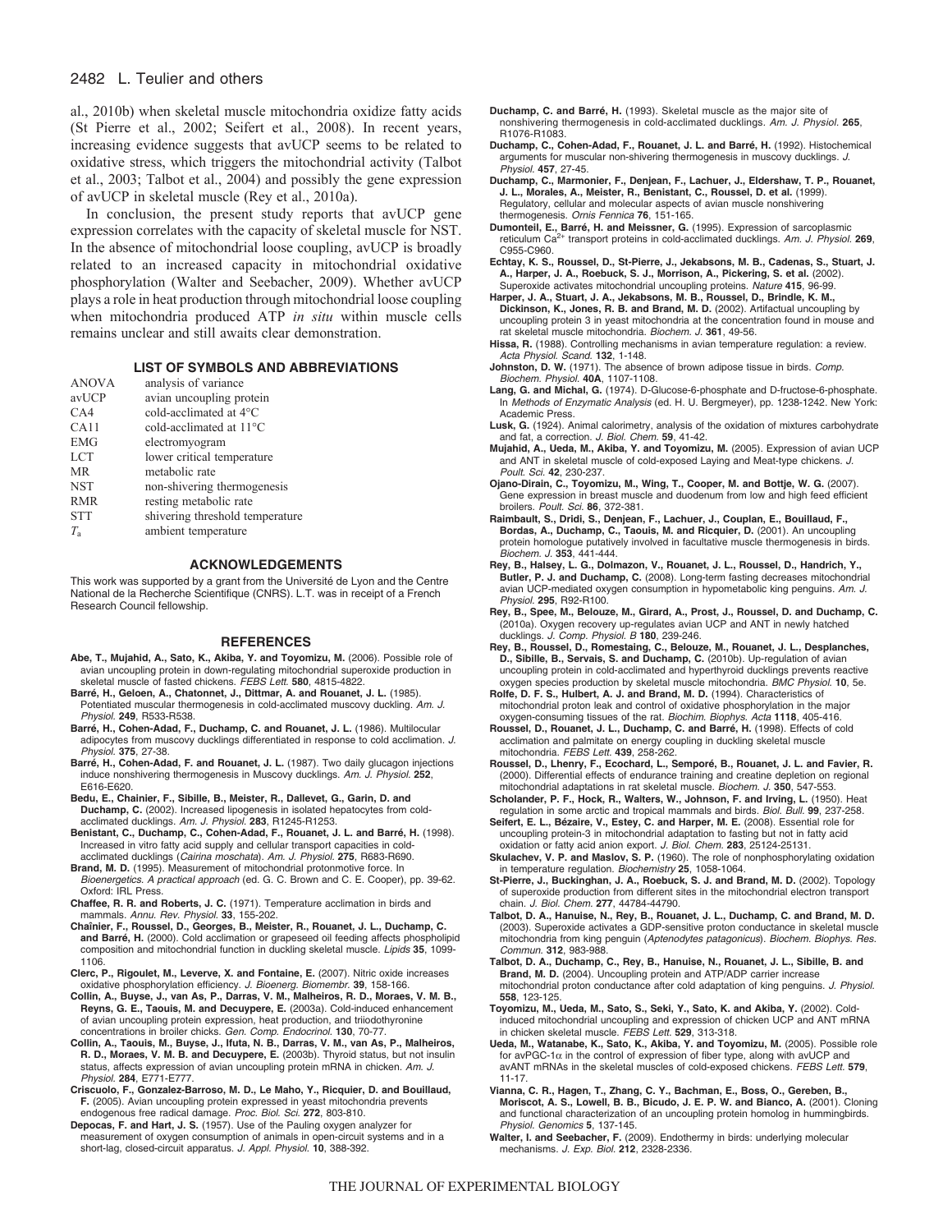al., 2010b) when skeletal muscle mitochondria oxidize fatty acids (St Pierre et al., 2002; Seifert et al., 2008). In recent years, increasing evidence suggests that avUCP seems to be related to oxidative stress, which triggers the mitochondrial activity (Talbot et al., 2003; Talbot et al., 2004) and possibly the gene expression of avUCP in skeletal muscle (Rey et al., 2010a).

In conclusion, the present study reports that avUCP gene expression correlates with the capacity of skeletal muscle for NST. In the absence of mitochondrial loose coupling, avUCP is broadly related to an increased capacity in mitochondrial oxidative phosphorylation (Walter and Seebacher, 2009). Whether avUCP plays a role in heat production through mitochondrial loose coupling when mitochondria produced ATP *in situ* within muscle cells remains unclear and still awaits clear demonstration.

## LIST OF SYMBOLS AND ABBREVIATIONS

| | |
|---|---|
| ANOVA | analysis of variance |
| avUCP | avian uncoupling protein |
| CA4 | cold-acclimated at 4°C |
| CA11 | cold-acclimated at 11°C |
| EMG | electromyogram |
| LCT | lower critical temperature |
| MR | metabolic rate |
| NST | non-shivering thermogenesis |
| RMR | resting metabolic rate |
| STT | shivering threshold temperature |
| $T_a$ | ambient temperature |

## ACKNOWLEDGEMENTS

This work was supported by a grant from the Université de Lyon and the Centre National de la Recherche Scientifique (CNRS). L.T. was in receipt of a French Research Council fellowship.

## REFERENCES

**Abe, T., Mujahid, A., Sato, K., Akiba, Y. and Toyomizu, M.** (2006). Possible role of avian uncoupling protein in down-regulating mitochondrial superoxide production in skeletal muscle of fasted chickens. *FEBS Lett.* **580**, 4815-4822.

**Barré, H., Geloen, A., Chatonnet, J., Dittmar, A. and Rouanet, J. L.** (1985). Potentiated muscular thermogenesis in cold-acclimated muscovy duckling. *Am. J. Physiol.* **249**, R533-R538.

**Barré, H., Cohen-Adad, F., Duchamp, C. and Rouanet, J. L.** (1986). Multilocular adipocytes from muscovy ducklings differentiated in response to cold acclimation. *J. Physiol.* **375**, 27-38.

**Barré, H., Cohen-Adad, F. and Rouanet, J. L.** (1987). Two daily glucagon injections induce nonshivering thermogenesis in Muscovy ducklings. *Am. J. Physiol.* **252**, E616-E620.

**Bedu, E., Chainier, F., Sibille, B., Meister, R., Dallevet, G., Garin, D. and Duchamp, C.** (2002). Increased lipogenesis in isolated hepatocytes from cold-acclimated ducklings. *Am. J. Physiol.* **283**, R1245-R1253.

**Benistant, C., Duchamp, C., Cohen-Adad, F., Rouanet, J. L. and Barré, H.** (1998). Increased in vitro fatty acid supply and cellular transport capacities in cold-acclimated ducklings (*Cairina moschata*). *Am. J. Physiol.* **275**, R683-R690.

**Brand, M. D.** (1995). Measurement of mitochondrial protonmotive force. In *Bioenergetics. A practical approach* (ed. G. C. Brown and C. E. Cooper), pp. 39-62. Oxford: IRL Press.

**Chaffee, R. R. and Roberts, J. C.** (1971). Temperature acclimation in birds and mammals. *Annu. Rev. Physiol.* **33**, 155-202.

**Chaînier, F., Roussel, D., Georges, B., Meister, R., Rouanet, J. L., Duchamp, C. and Barré, H.** (2000). Cold acclimation or grapeseed oil feeding affects phospholipid composition and mitochondrial function in duckling skeletal muscle. *Lipids* **35**, 1099-1106.

**Clerc, P., Rigoulet, M., Leverve, X. and Fontaine, E.** (2007). Nitric oxide increases oxidative phosphorylation efficiency. *J. Bioenerg. Biomembr.* **39**, 158-166.

**Collin, A., Buyse, J., van As, P., Darras, V. M., Malheiros, R. D., Moraes, V. M. B., Reyns, G. E., Taouis, M. and Decuypere, E.** (2003a). Cold-induced enhancement of avian uncoupling protein expression, heat production, and triiodothyronine concentrations in broiler chicks. *Gen. Comp. Endocrinol.* **130**, 70-77.

**Collin, A., Taouis, M., Buyse, J., Ifuta, N. B., Darras, V. M., van As, P., Malheiros, R. D., Moraes, V. M. B. and Decuypere, E.** (2003b). Thyroid status, but not insulin status, affects expression of avian uncoupling protein mRNA in chicken. *Am. J. Physiol.* **284**, E771-E777.

**Criscuolo, F., Gonzalez-Barroso, M. D., Le Maho, Y., Ricquier, D. and Bouillaud, F.** (2005). Avian uncoupling protein expressed in yeast mitochondria prevents endogenous free radical damage. *Proc. Biol. Sci.* **272**, 803-810.

**Depocas, F. and Hart, J. S.** (1957). Use of the Pauling oxygen analyzer for measurement of oxygen consumption of animals in open-circuit systems and in a short-lag, closed-circuit apparatus. *J. Appl. Physiol.* **10**, 388-392.

**Duchamp, C. and Barré, H.** (1993). Skeletal muscle as the major site of nonshivering thermogenesis in cold-acclimated ducklings. *Am. J. Physiol.* **265**, R1076-R1083.

**Duchamp, C., Cohen-Adad, F., Rouanet, J. L. and Barré, H.** (1992). Histochemical arguments for muscular non-shivering thermogenesis in muscovy ducklings. *J. Physiol.* **457**, 27-45.

**Duchamp, C., Marmonier, F., Denjean, F., Lachuer, J., Eldershaw, T. P., Rouanet, J. L., Morales, A., Meister, R., Benistant, C., Roussel, D. et al.** (1999). Regulatory, cellular and molecular aspects of avian muscle nonshivering thermogenesis. *Ornis Fennica* **76**, 151-165.

**Dumonteil, E., Barré, H. and Meissner, G.** (1995). Expression of sarcoplasmic reticulum $Ca^{2+}$ transport proteins in cold-acclimated ducklings. *Am. J. Physiol.* **269**, C955-C960.

**Echtay, K. S., Roussel, D., St-Pierre, J., Jekabsons, M. B., Cadenas, S., Stuart, J. A., Harper, J. A., Roebuck, S. J., Morrison, A., Pickering, S. et al.** (2002). Superoxide activates mitochondrial uncoupling proteins. *Nature* **415**, 96-99.

**Harper, J. A., Stuart, J. A., Jekabsons, M. B., Roussel, D., Brindle, K. M., Dickinson, K., Jones, R. B. and Brand, M. D.** (2002). Artifactual uncoupling by uncoupling protein 3 in yeast mitochondria at the concentration found in mouse and rat skeletal muscle mitochondria. *Biochem. J.* **361**, 49-56.

**Hissa, R.** (1988). Controlling mechanisms in avian temperature regulation: a review. *Acta Physiol. Scand.* **132**, 1-148.

**Johnston, D. W.** (1971). The absence of brown adipose tissue in birds. *Comp. Biochem. Physiol.* **40A**, 1107-1108.

**Lang, G. and Michal, G.** (1974). D-Glucose-6-phosphate and D-fructose-6-phosphate. In *Methods of Enzymatic Analysis* (ed. H. U. Bergmeyer), pp. 1238-1242. New York: Academic Press.

**Lusk, G.** (1924). Animal calorimetry, analysis of the oxidation of mixtures carbohydrate and fat, a correction. *J. Biol. Chem.* **59**, 41-42.

**Mujahid, A., Ueda, M., Akiba, Y. and Toyomizu, M.** (2005). Expression of avian UCP and ANT in skeletal muscle of cold-exposed Laying and Meat-type chickens. *J. Poult. Sci.* **42**, 230-237.

**Ojano-Dirain, C., Toyomizu, M., Wing, T., Cooper, M. and Bottje, W. G.** (2007). Gene expression in breast muscle and duodenum from low and high feed efficient broilers. *Poult. Sci.* **86**, 372-381.

**Raimbault, S., Dridi, S., Denjean, F., Lachuer, J., Couplan, E., Bouillaud, F., Bordas, A., Duchamp, C., Taouis, M. and Ricquier, D.** (2001). An uncoupling protein homologue putatively involved in facultative muscle thermogenesis in birds. *Biochem. J.* **353**, 441-444.

**Rey, B., Halsey, L. G., Dolmazon, V., Rouanet, J. L., Roussel, D., Handrich, Y., Butler, P. J. and Duchamp, C.** (2008). Long-term fasting decreases mitochondrial avian UCP-mediated oxygen consumption in hypometabolic king penguins. *Am. J. Physiol.* **295**, R92-R100.

**Rey, B., Spee, M., Belouze, M., Girard, A., Prost, J., Roussel, D. and Duchamp, C.** (2010a). Oxygen recovery up-regulates avian UCP and ANT in newly hatched ducklings. *J. Comp. Physiol. B* **180**, 239-246.

**Rey, B., Roussel, D., Romestaing, C., Belouze, M., Rouanet, J. L., Desplanches, D., Sibille, B., Servais, S. and Duchamp, C.** (2010b). Up-regulation of avian uncoupling protein in cold-acclimated and hyperthyroid ducklings prevents reactive oxygen species production by skeletal muscle mitochondria. *BMC Physiol.* **10**, 5e.

**Rolfe, D. F. S., Hulbert, A. J. and Brand, M. D.** (1994). Characteristics of mitochondrial proton leak and control of oxidative phosphorylation in the major oxygen-consuming tissues of the rat. *Biochim. Biophys. Acta* **1118**, 405-416.

**Roussel, D., Rouanet, J. L., Duchamp, C. and Barré, H.** (1998). Effects of cold acclimation and palmitate on energy coupling in duckling skeletal muscle mitochondria. *FEBS Lett.* **439**, 258-262.

**Roussel, D., Lhenry, F., Ecochard, L., Semporé, B., Rouanet, J. L. and Favier, R.** (2000). Differential effects of endurance training and creatine depletion on regional mitochondrial adaptations in rat skeletal muscle. *Biochem. J.* **350**, 547-553.

**Scholander, P. F., Hock, R., Walters, W., Johnson, F. and Irving, L.** (1950). Heat regulation in some arctic and tropical mammals and birds. *Biol. Bull.* **99**, 237-258.

**Seifert, E. L., Bézaire, V., Estey, C. and Harper, M. E.** (2008). Essential role for uncoupling protein-3 in mitochondrial adaptation to fasting but not in fatty acid oxidation or fatty acid anion export. *J. Biol. Chem.* **283**, 25124-25131.

**Skulachev, V. P. and Maslov, S. P.** (1960). The role of nonphosphorylating oxidation in temperature regulation. *Biochemistry* **25**, 1058-1064.

**St-Pierre, J., Buckinghan, J. A., Roebuck, S. J. and Brand, M. D.** (2002). Topology of superoxide production from different sites in the mitochondrial electron transport chain. *J. Biol. Chem.* **277**, 44784-44790.

**Talbot, D. A., Hanuise, N., Rey, B., Rouanet, J. L., Duchamp, C. and Brand, M. D.** (2003). Superoxide activates a GDP-sensitive proton conductance in skeletal muscle mitochondria from king penguin (*Aptenodytes patagonicus*). *Biochem. Biophys. Res. Commun.* **312**, 983-988.

**Talbot, D. A., Duchamp, C., Rey, B., Hanuise, N., Rouanet, J. L., Sibille, B. and Brand, M. D.** (2004). Uncoupling protein and ATP/ADP carrier increase mitochondrial proton conductance after cold adaptation of king penguins. *J. Physiol.* **558**, 123-125.

**Toyomizu, M., Ueda, M., Sato, S., Seki, Y., Sato, K. and Akiba, Y.** (2002). Cold-induced mitochondrial uncoupling and expression of chicken UCP and ANT mRNA in chicken skeletal muscle. *FEBS Lett.* **529**, 313-318.

**Ueda, M., Watanabe, K., Sato, K., Akiba, Y. and Toyomizu, M.** (2005). Possible role for avPGC-1α in the control of expression of fiber type, along with avUCP and avANT mRNAs in the skeletal muscles of cold-exposed chickens. *FEBS Lett.* **579**, 11-17.

**Vianna, C. R., Hagen, T., Zhang, C. Y., Bachman, E., Boss, O., Gereben, B., Moriscot, A. S., Lowell, B. B., Bicudo, J. E. P. W. and Bianco, A.** (2001). Cloning and functional characterization of an uncoupling protein homolog in hummingbirds. *Physiol. Genomics* **5**, 137-145.

**Walter, I. and Seebacher, F.** (2009). Endothermy in birds: underlying molecular mechanisms. *J. Exp. Biol.* **212**, 2328-2336.